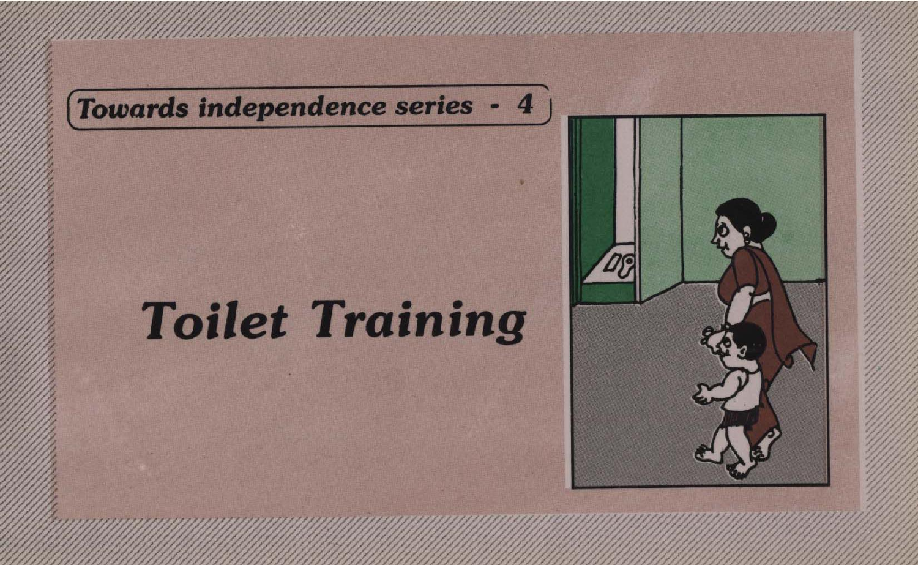*Towards independence series - 4*

# *Toilet Training*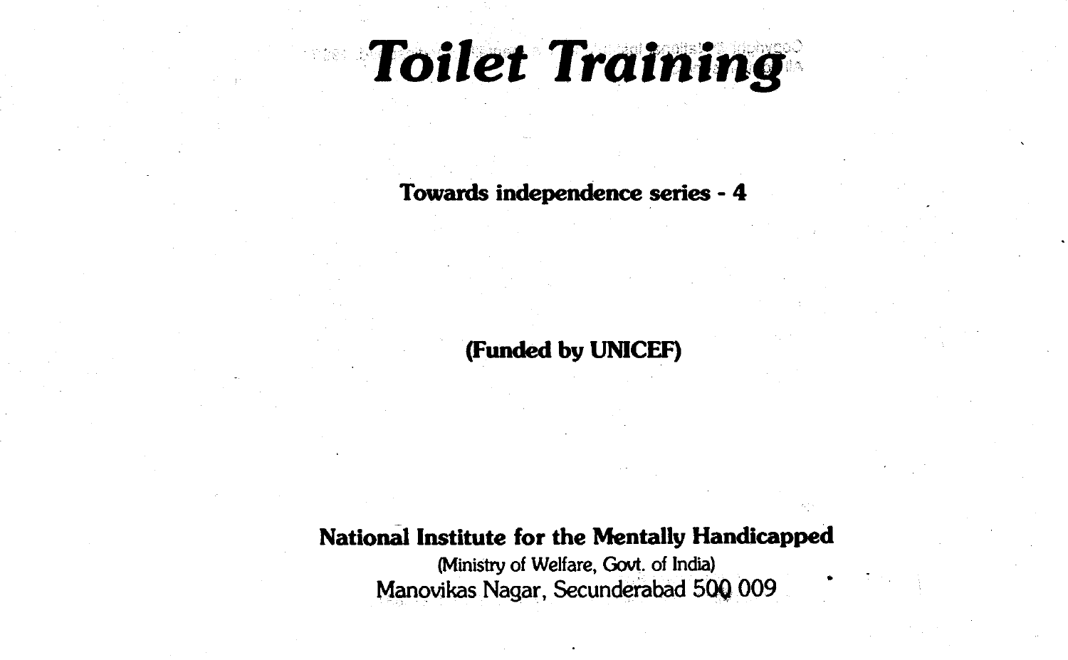# Toilet Training

**Towards independence series - 4**

**(Funded by UNICEF)**

**National Institute for the Mentally Handicapped**

(Ministry of Welfare, Govt. of India)

Manovikas Nagar, Secunderabad 500 009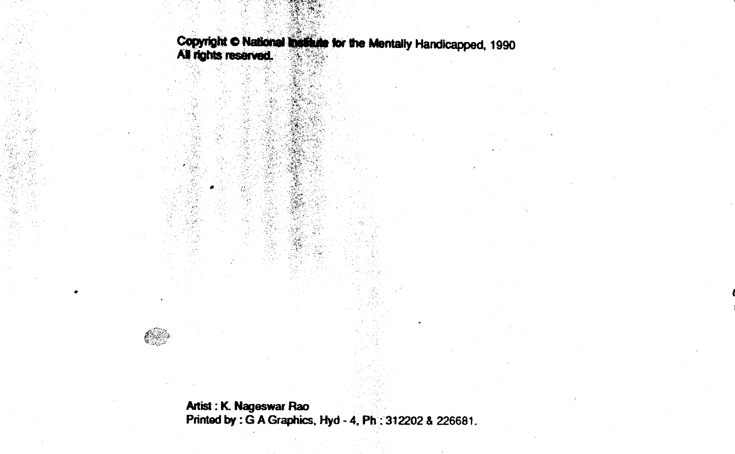Copyright © National Institute for the Mentally Handicapped, 1990
All rights reserved.

Artist : K. Nageswar Rao
Printed by : G A Graphics, Hyd - 4, Ph : 312202 & 226681.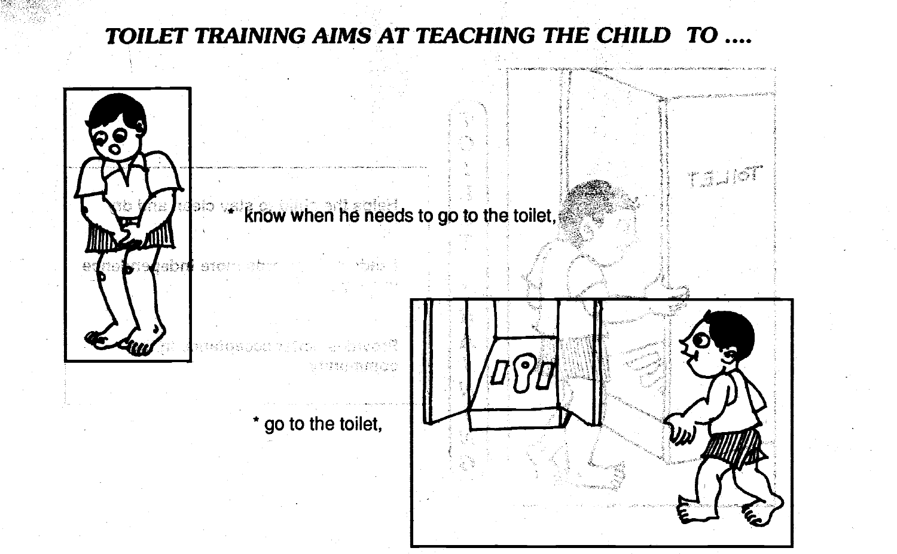## *TOILET TRAINING AIMS AT TEACHING THE CHILD TO ....*

* know when he needs to go to the toilet,

* go to the toilet,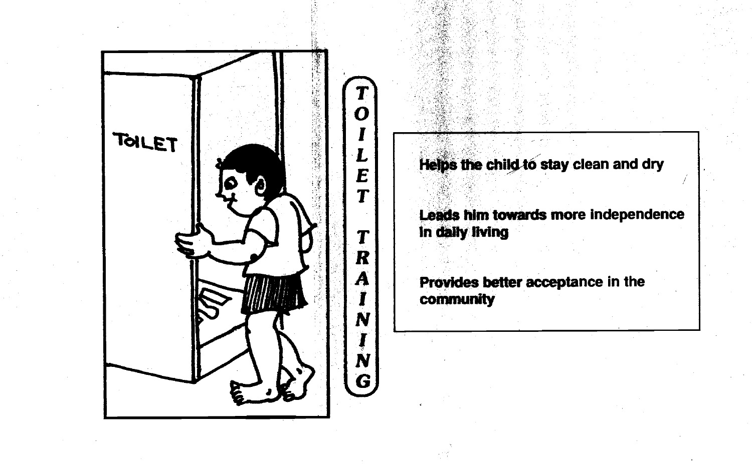# TOILET TRAINING

Helps the child to stay clean and dry

Leads him towards more independence in daily living

Provides better acceptance in the community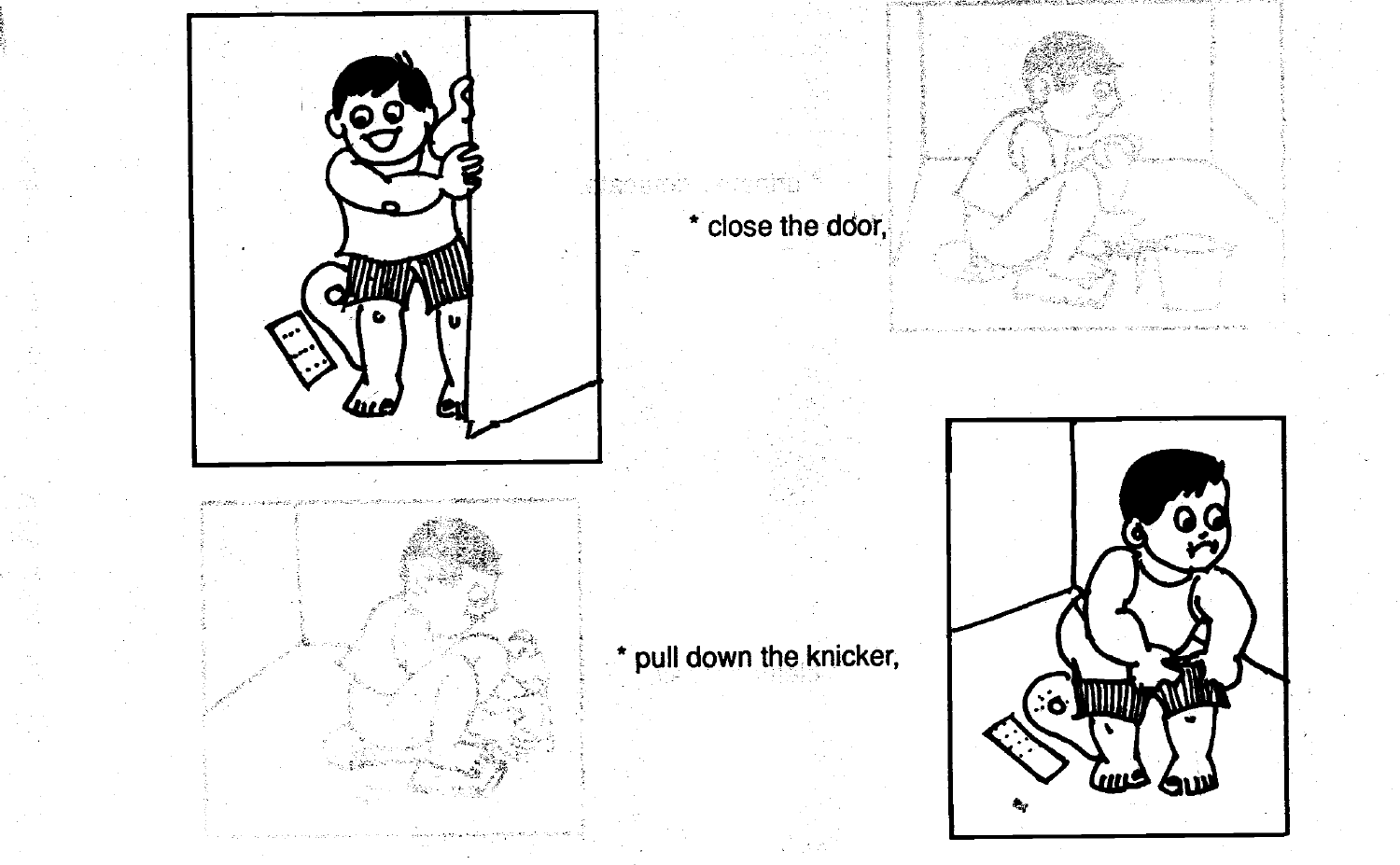* close the door,

* pull down the knicker,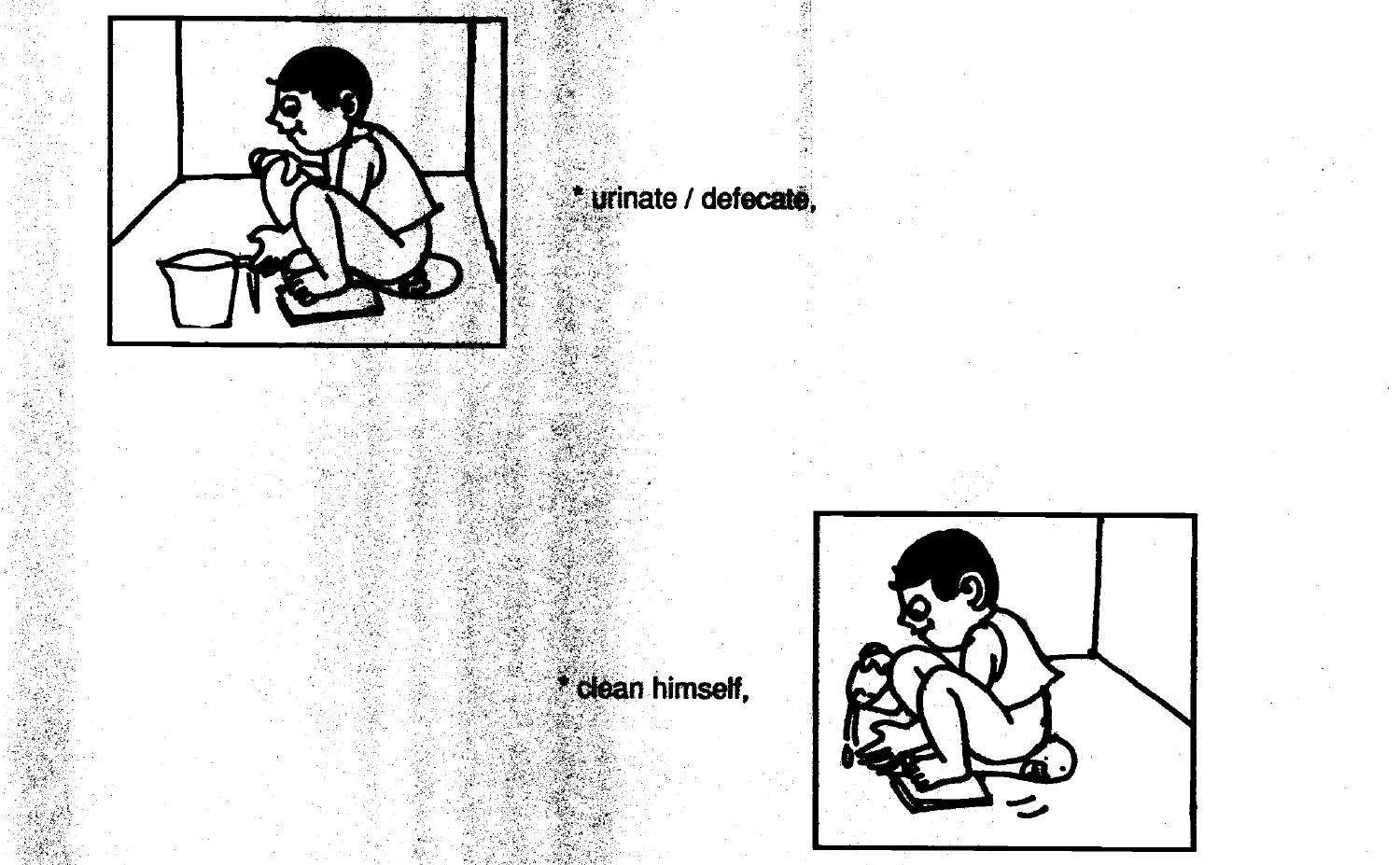* urinate / defecate,

* clean himself,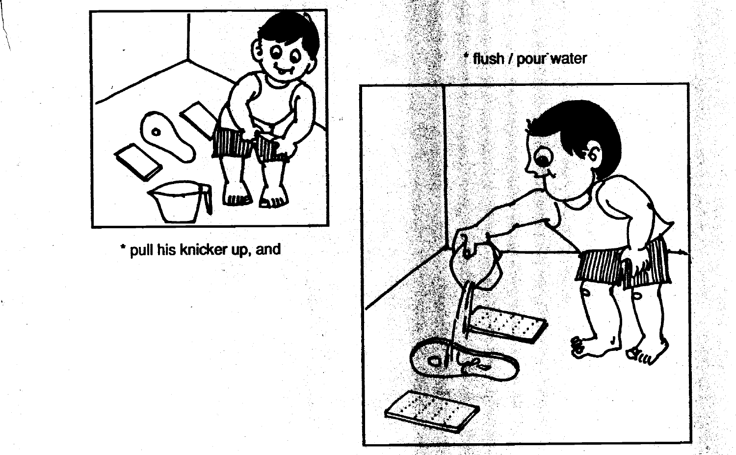* pull his knicker up, and

* flush / pour water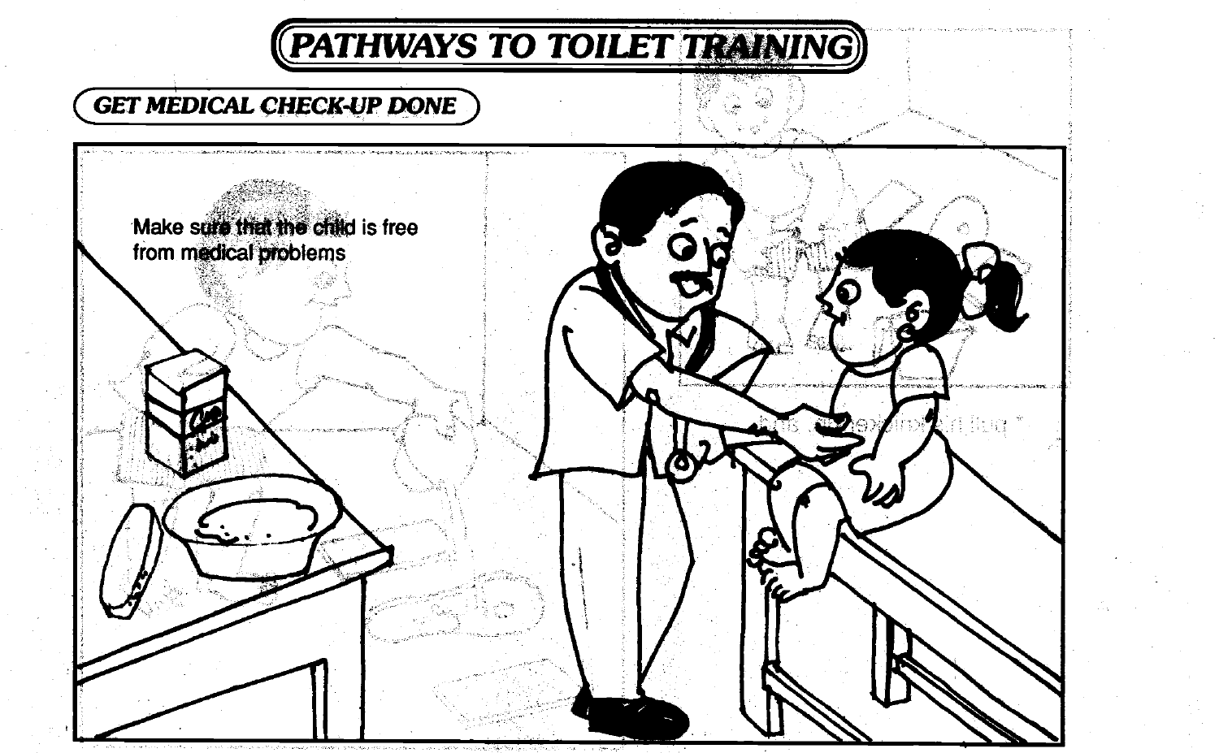# PATHWAYS TO TOILET TRAINING

## GET MEDICAL CHECK-UP DONE

Make sure that the child is free from medical problems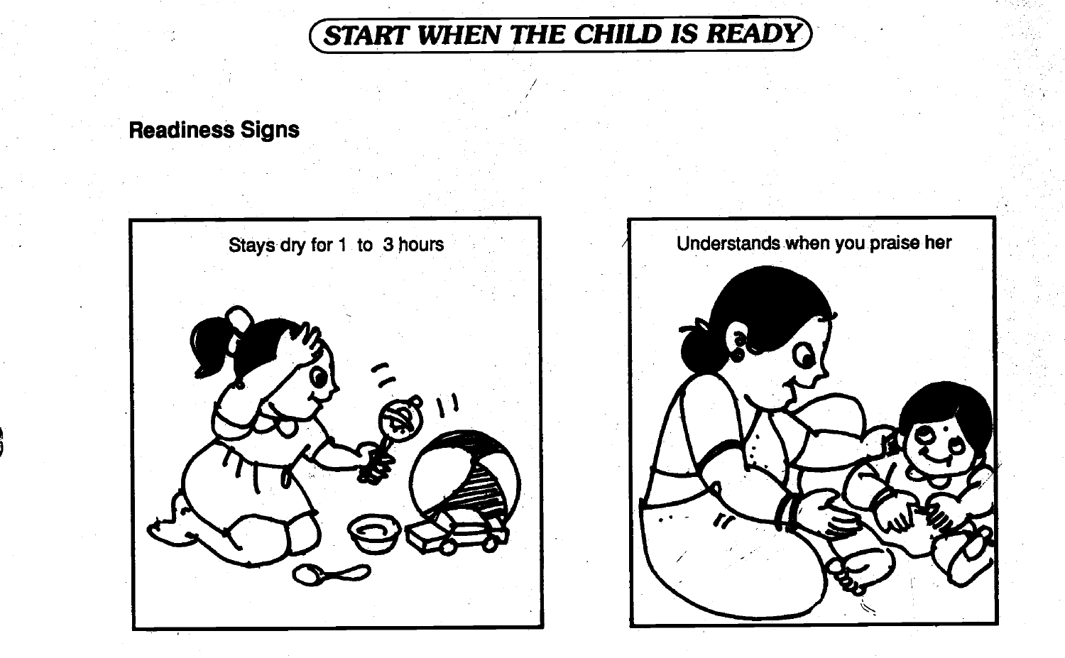# START WHEN THE CHILD IS READY

## Readiness Signs

Stays dry for 1 to 3 hours

Understands when you praise her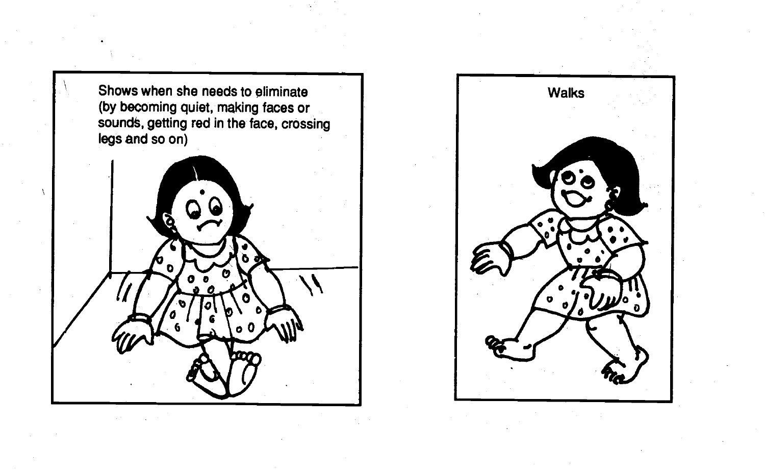Shows when she needs to eliminate (by becoming quiet, making faces or sounds, getting red in the face, crossing legs and so on)

Walks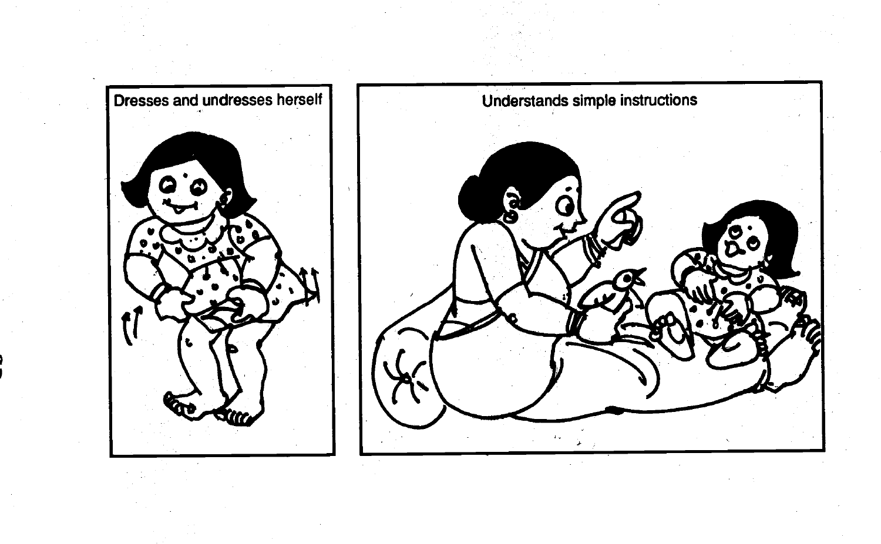Dresses and undresses herself

Understands simple instructions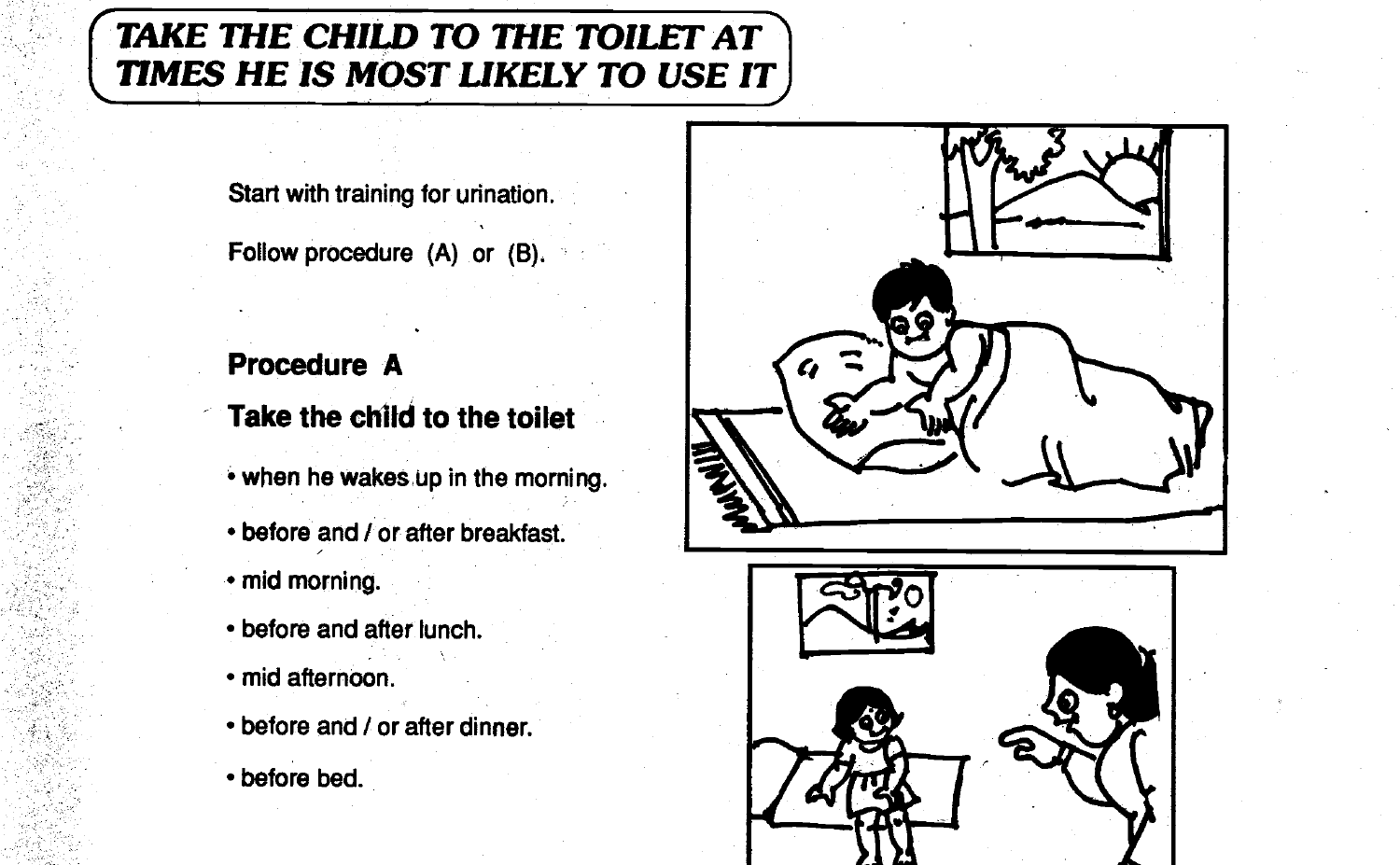# TAKE THE CHILD TO THE TOILET AT TIMES HE IS MOST LIKELY TO USE IT

Start with training for urination.

Follow procedure (A) or (B).

## Procedure A

### Take the child to the toilet

- when he wakes up in the morning.
- before and / or after breakfast.
- mid morning.
- before and after lunch.
- mid afternoon.
- before and / or after dinner.
- before bed.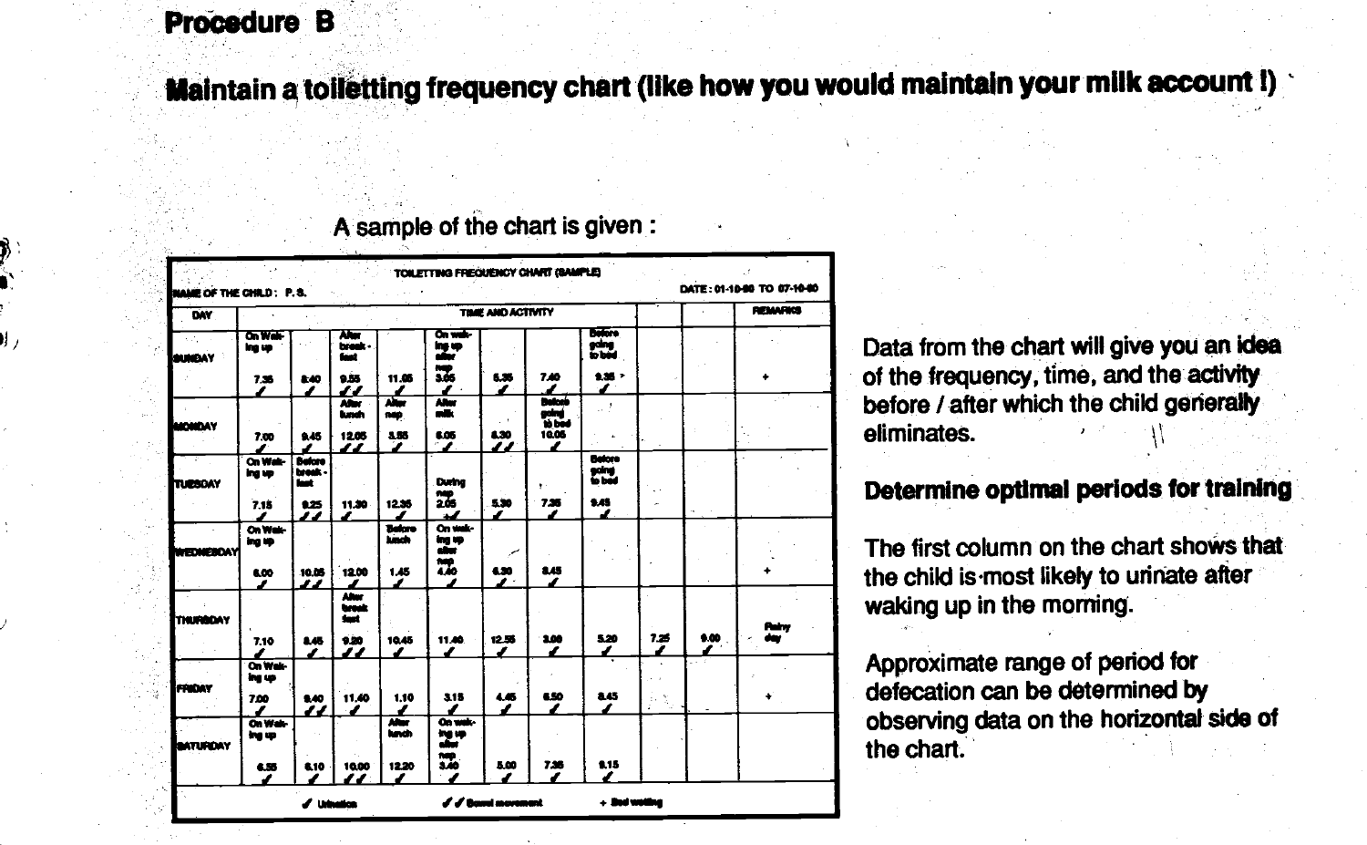## Procedure B

### Maintain a toiletting frequency chart (like how you would maintain your milk account !)

A sample of the chart is given :

**TOILETTING FREQUENCY CHART (SAMPLE)**

NAME OF THE CHILD : P. S. DATE : 01-10-90 TO 07-10-90

| DAY | TIME AND ACTIVITY | | | | | | | | | | REMARKS |
|---|---|---|---|---|---|---|---|---|---|---|---|
| SUNDAY | On Waking up 7.35 ✓ | 8.40 ✓ | After break-fast 9.55 ✓✓ | 11.05 ✓ | On waking up after nap 3.05 ✓ | 5.35 ✓ | 7.40 ✓ | Before going to bed 9.35 ✓ | | | + |
| MONDAY | 7.00 ✓ | 9.45 ✓ | After lunch 12.05 ✓✓ | After nap 3.55 ✓ | After milk 6.05 ✓ | 8.30 ✓✓ | Before going to bed 10.05 ✓ | | | | |
| TUESDAY | On Waking up 7.15 ✓ | Before break-fast 9.25 ✓✓ | 11.30 ✓ | 12.35 ✓✓ | During nap 2.05 +✓ | 5.30 ✓ | 7.35 ✓ | Before going to bed 9.45 ✓ | | | |
| WEDNESDAY | On Waking up 8.00 ✓ | 10.05 ✓✓ | 12.00 ✓ | Before lunch 1.45 ✓ | On waking up after nap 4.40 ✓ | 6.30 ✓ | 8.45 ✓ | | | | + |
| THURSDAY | 7.10 ✓ | 8.45 ✓ | After break fast 9.20 ✓✓ | 10.45 ✓ | 11.40 ✓ | 12.55 ✓ | 3.00 ✓ | 5.20 ✓ | 7.25 ✓ | 9.00 ✓ | Rainy day |
| FRIDAY | On Waking up 7.00 ✓ | 9.40 ✓✓ | 11.40 ✓ | 1.10 ✓ | 3.15 ✓ | 4.45 ✓ | 6.50 ✓ | 8.45 ✓ | | | + |
| SATURDAY | On Waking up 6.55 ✓ | 8.10 ✓ | 10.00 ✓✓ | After lunch 12.20 ✓ | On waking up after nap 3.40 ✓ | 5.00 ✓ | 7.35 ✓ | 9.15 ✓ | | | |

✓ Urination ✓✓ Bowel movement + Bed wetting

Data from the chart will give you an idea of the frequency, time, and the activity before / after which the child generally eliminates.

**Determine optimal periods for training**

The first column on the chart shows that the child is most likely to urinate after waking up in the morning.

Approximate range of period for defecation can be determined by observing data on the horizontal side of the chart.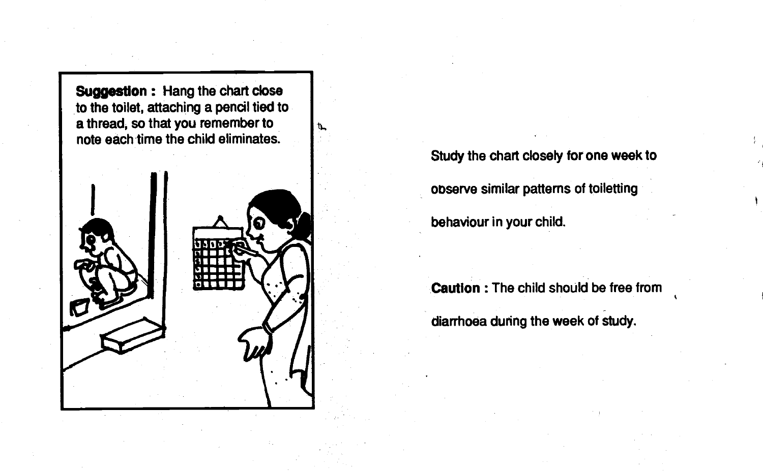**Suggestion :** Hang the chart close to the toilet, attaching a pencil tied to a thread, so that you remember to note each time the child eliminates.

Study the chart closely for one week to observe similar patterns of toiletting behaviour in your child.

**Caution :** The child should be free from diarrhoea during the week of study.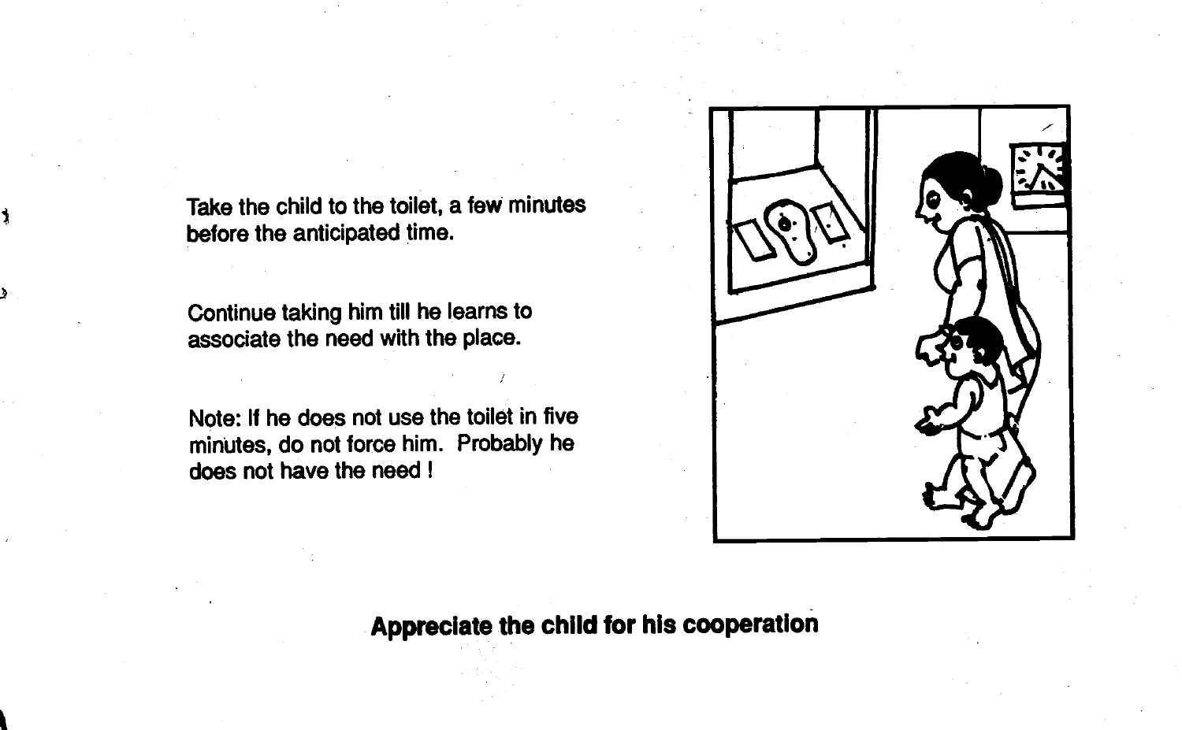Take the child to the toilet, a few minutes before the anticipated time.

Continue taking him till he learns to associate the need with the place.

Note: If he does not use the toilet in five minutes, do not force him. Probably he does not have the need !

**Appreciate the child for his cooperation**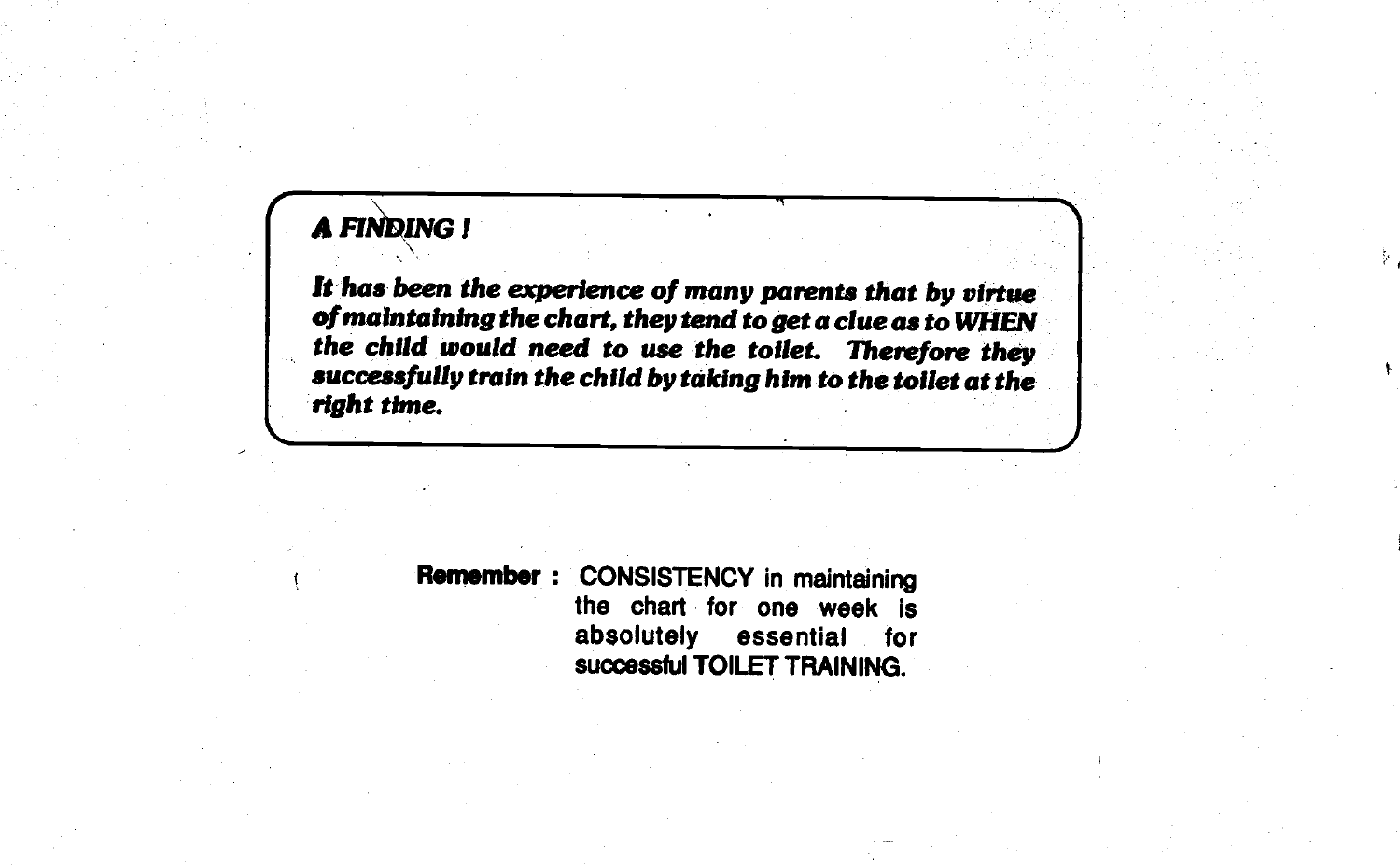***A FINDING !***

***It has been the experience of many parents that by virtue of maintaining the chart, they tend to get a clue as to WHEN the child would need to use the toilet. Therefore they successfully train the child by taking him to the toilet at the right time.***

**Remember :** CONSISTENCY in maintaining the chart for one week is absolutely essential for **successful TOILET TRAINING.**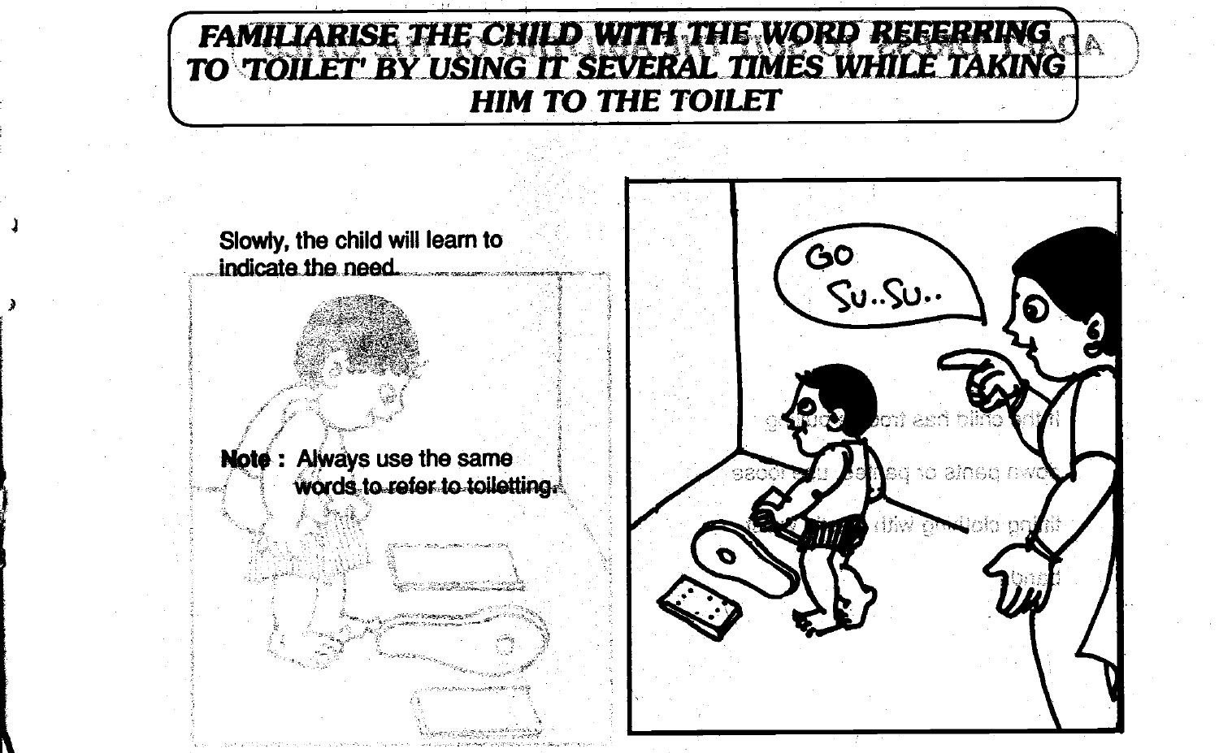# FAMILIARISE THE CHILD WITH THE WORD REFERRING TO 'TOILET' BY USING IT SEVERAL TIMES WHILE TAKING HIM TO THE TOILET

Slowly, the child will learn to indicate the need.

**Note :** Always use the same words to refer to toiletting.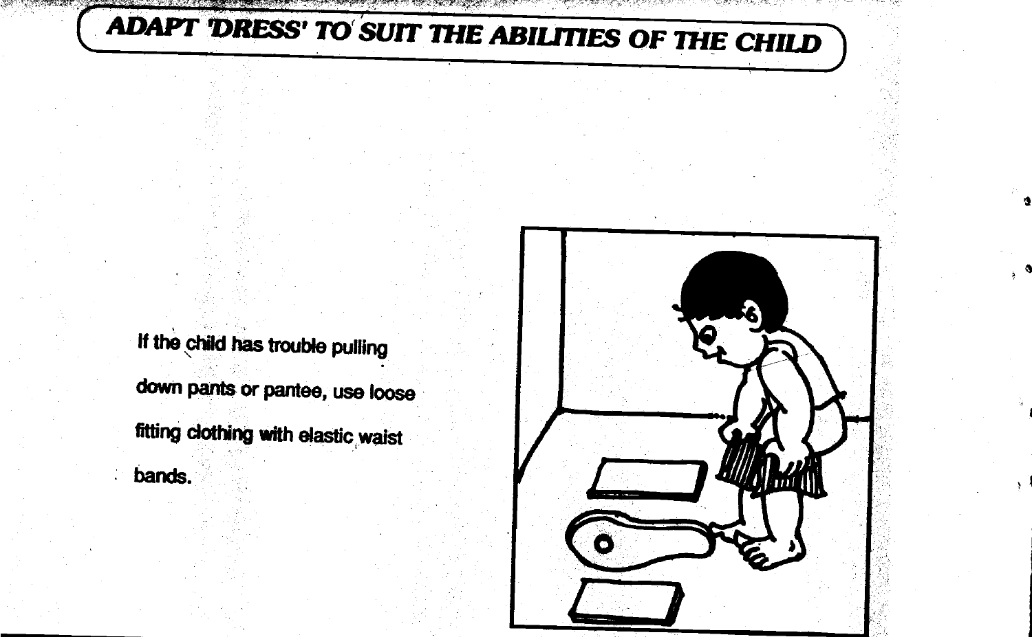# ADAPT 'DRESS' TO SUIT THE ABILITIES OF THE CHILD

If the child has trouble pulling down pants or pantee, use loose fitting clothing with elastic waist bands.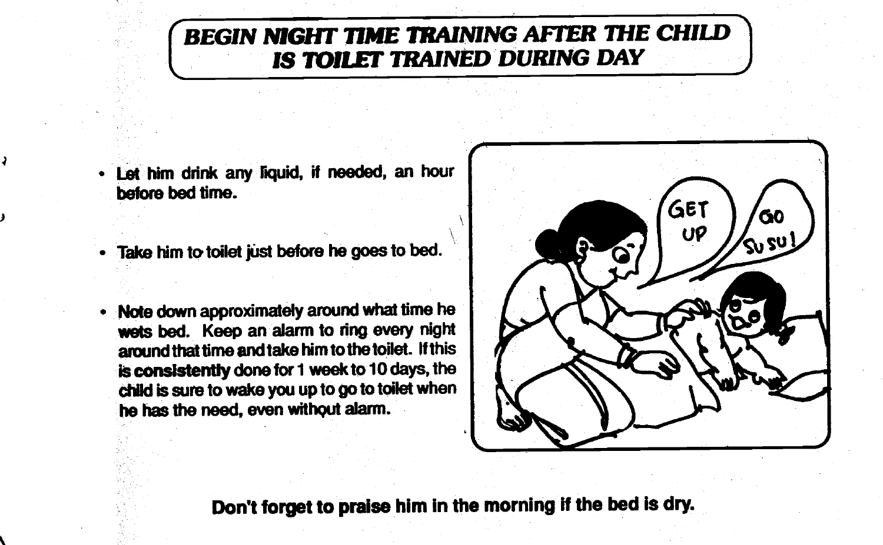# BEGIN NIGHT TIME TRAINING AFTER THE CHILD IS TOILET TRAINED DURING DAY

- Let him drink any liquid, if needed, an hour before bed time.
- Take him to toilet just before he goes to bed.
- Note down approximately around what time he wets bed. Keep an alarm to ring every night around that time and take him to the toilet. If this is **consistently** done for 1 week to 10 days, the child is sure to wake you up to go to toilet when he has the need, even without alarm.

**Don't forget to praise him in the morning if the bed is dry.**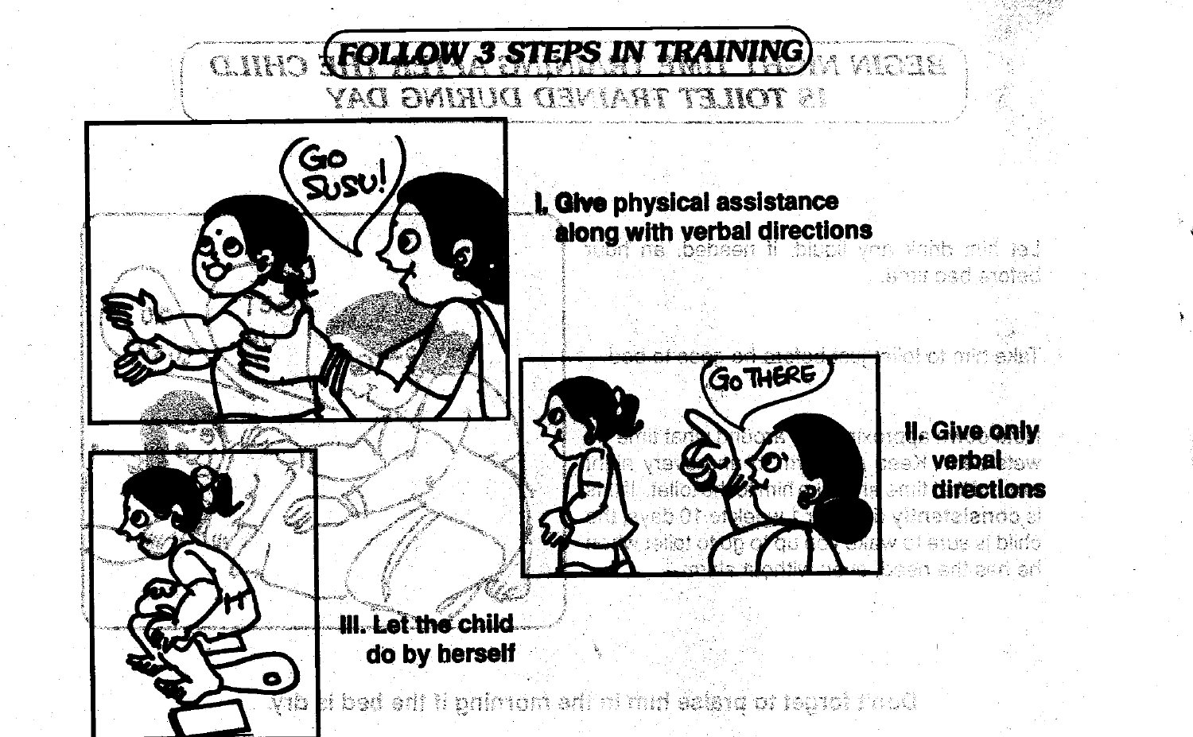## FOLLOW 3 STEPS IN TRAINING

**I. Give physical assistance along with verbal directions**

**II. Give only verbal directions**

**III. Let the child do by herself**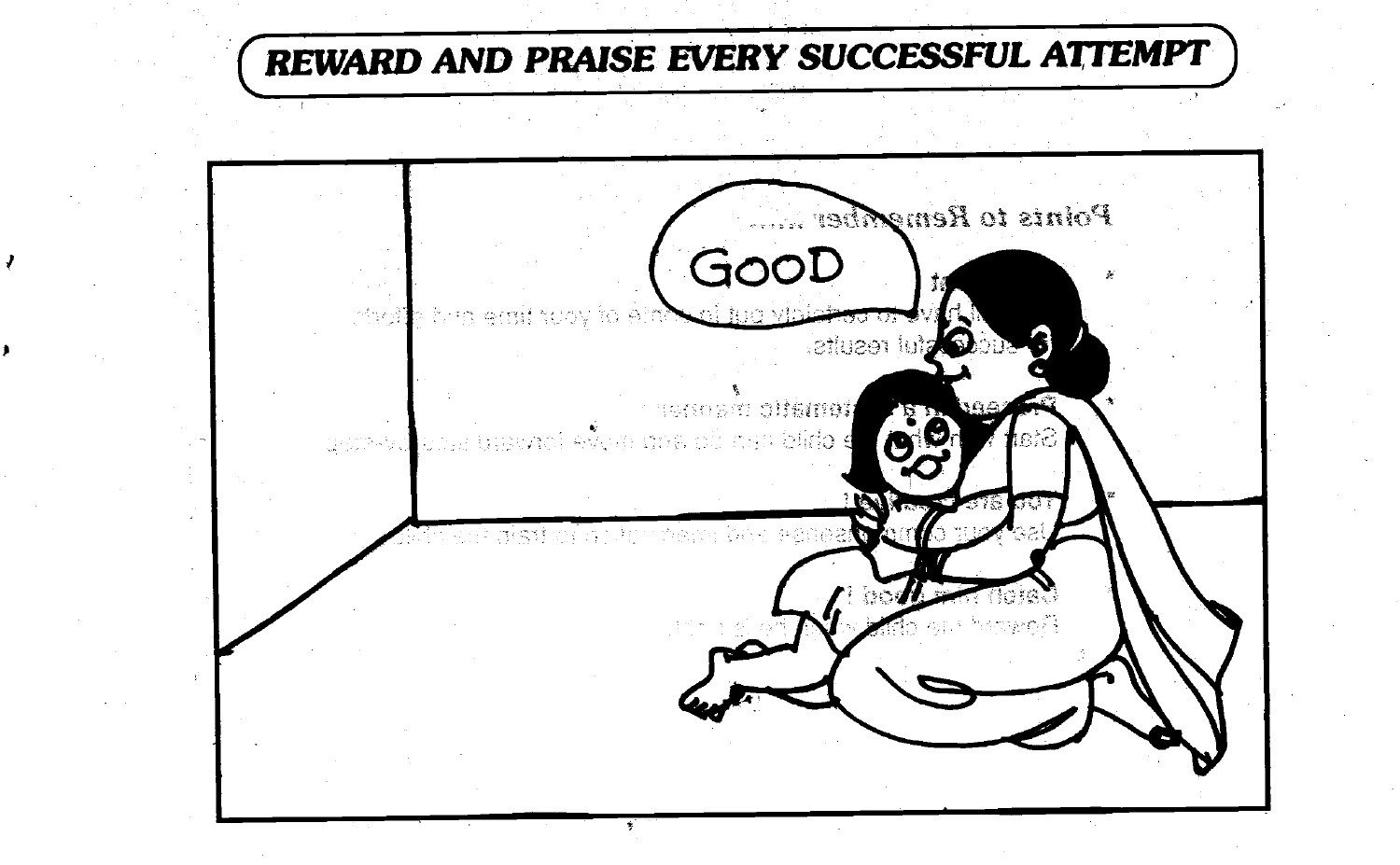# REWARD AND PRAISE EVERY SUCCESSFUL ATTEMPT

GOOD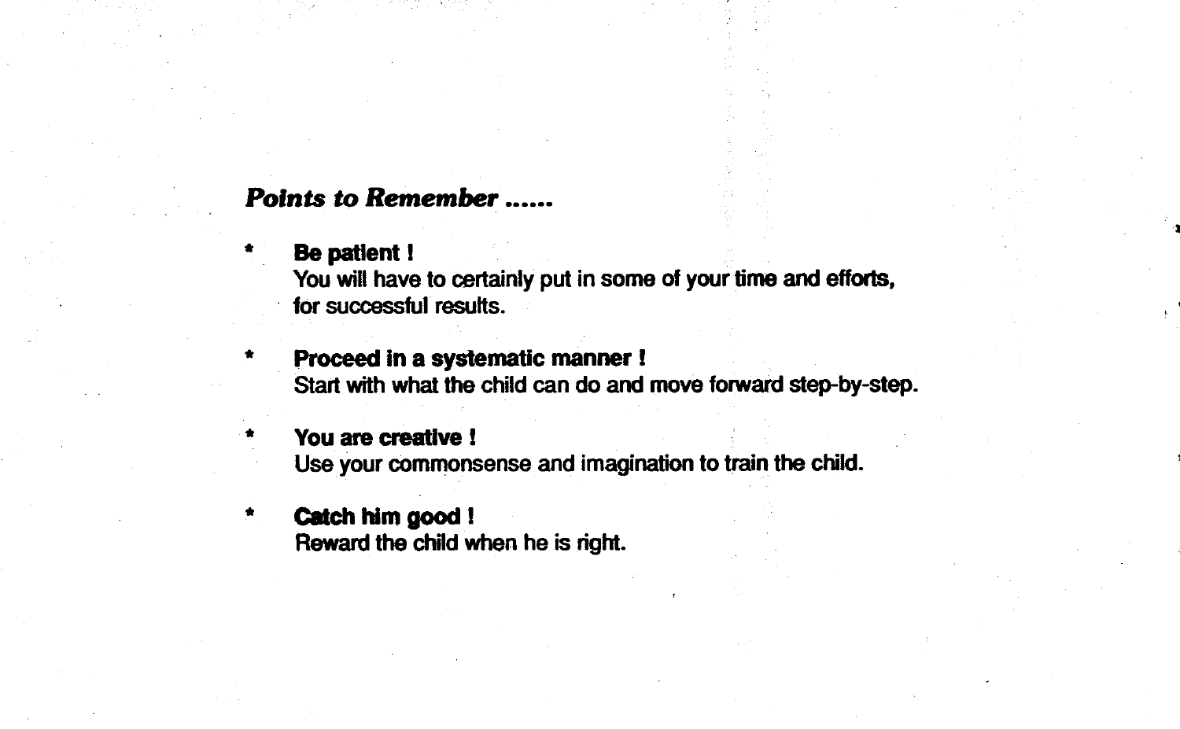***Points to Remember ......***

* **Be patient !**
  You will have to certainly put in some of your time and efforts, for successful results.

* **Proceed in a systematic manner !**
  Start with what the child can do and move forward step-by-step.

* **You are creative !**
  Use your commonsense and imagination to train the child.

* **Catch him good !**
  Reward the child when he is right.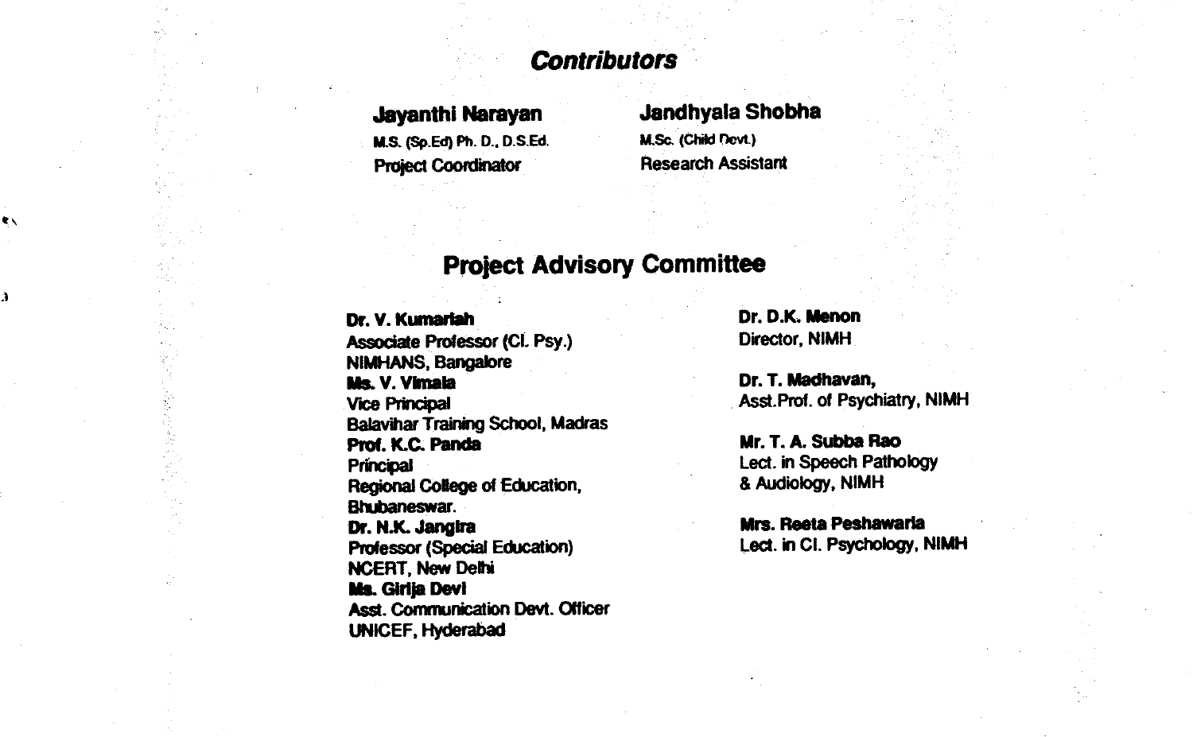## *Contributors*

**Jayanthi Narayan**
M.S. (Sp.Ed) Ph. D., D.S.Ed.
Project Coordinator

**Jandhyala Shobha**
M.Sc. (Child Devt.)
Research Assistant

## Project Advisory Committee

**Dr. V. Kumariah**
Associate Professor (Cl. Psy.)
NIMHANS, Bangalore

**Ms. V. Vimala**
Vice Principal
Balavihar Training School, Madras

**Prof. K.C. Panda**
Principal
Regional College of Education,
Bhubaneswar.

**Dr. N.K. Jangira**
Professor (Special Education)
NCERT, New Delhi

**Ms. Girija Devi**
Asst. Communication Devt. Officer
UNICEF, Hyderabad

**Dr. D.K. Menon**
Director, NIMH

**Dr. T. Madhavan,**
Asst.Prof. of Psychiatry, NIMH

**Mr. T. A. Subba Rao**
Lect. in Speech Pathology
& Audiology, NIMH

**Mrs. Reeta Peshawaria**
Lect. in Cl. Psychology, NIMH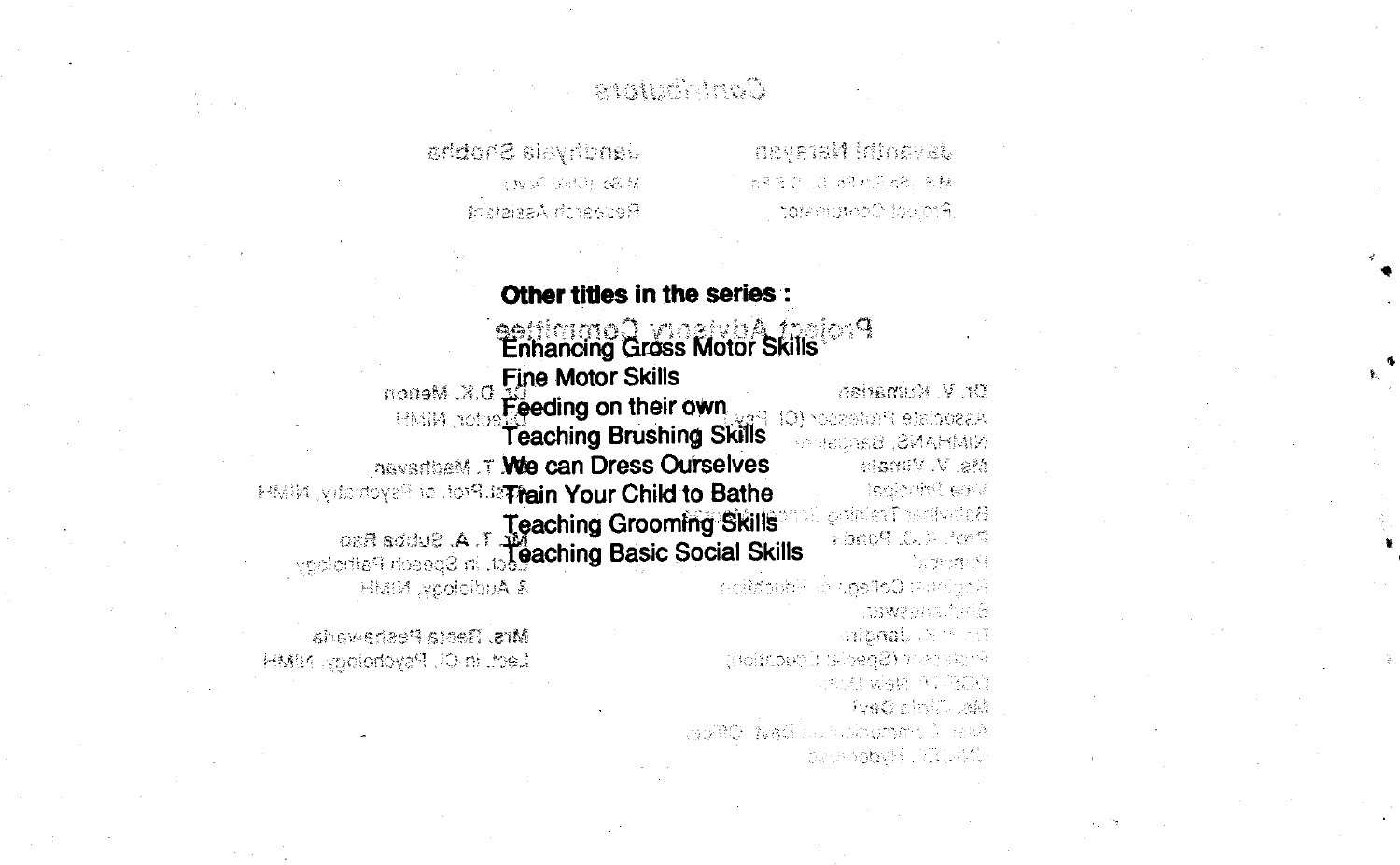**Other titles in the series :**

- Enhancing Gross Motor Skills
- Fine Motor Skills
- Feeding on their own
- Teaching Brushing Skills
- We can Dress Ourselves
- Train Your Child to Bathe
- Teaching Grooming Skills
- Teaching Basic Social Skills